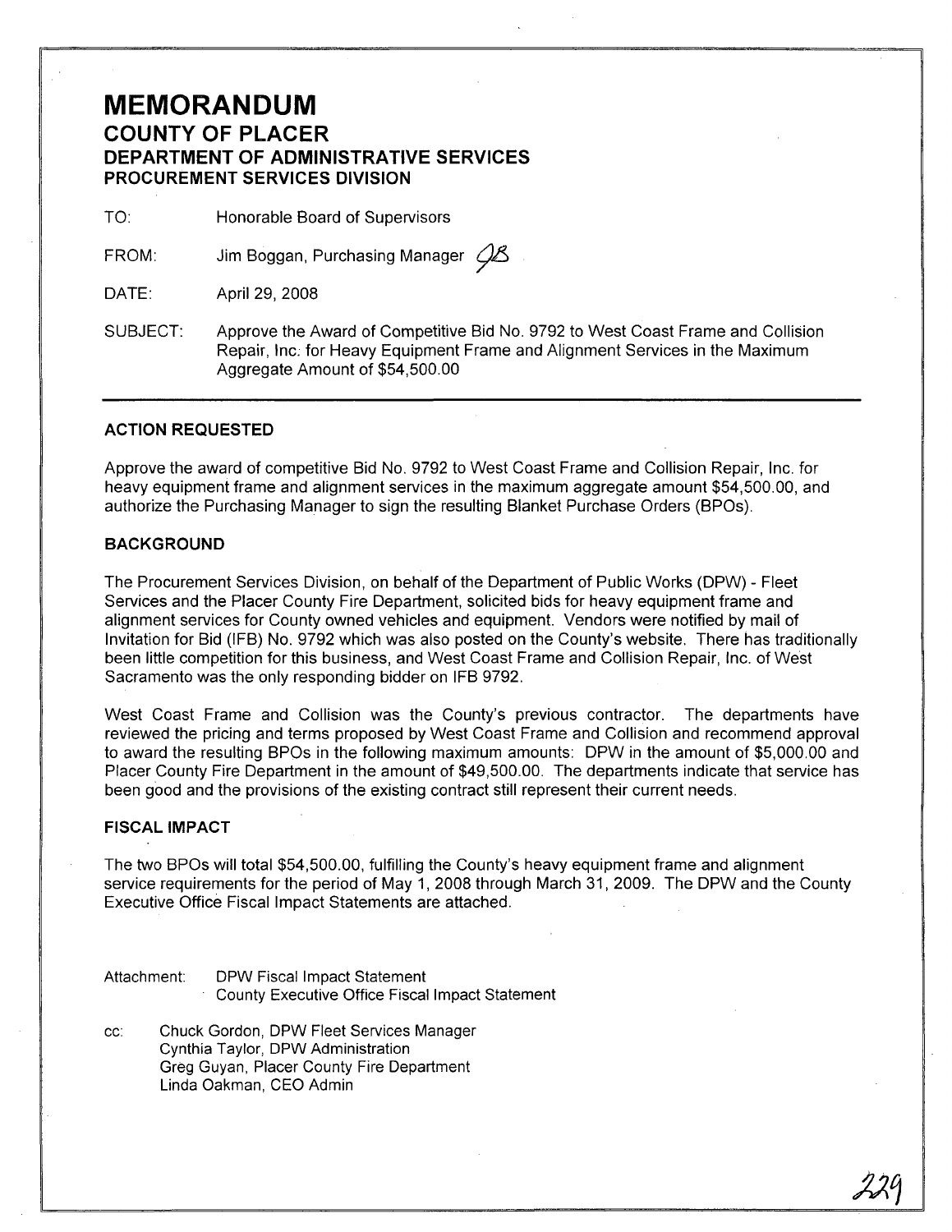# MEMORANDUM

## COUNTY OF PLACER
## DEPARTMENT OF ADMINISTRATIVE SERVICES
## PROCUREMENT SERVICES DIVISION

TO: Honorable Board of Supervisors

FROM: Jim Boggan, Purchasing Manager JB

DATE: April 29, 2008

SUBJECT: Approve the Award of Competitive Bid No. 9792 to West Coast Frame and Collision Repair, Inc. for Heavy Equipment Frame and Alignment Services in the Maximum Aggregate Amount of $54,500.00

---

### ACTION REQUESTED

Approve the award of competitive Bid No. 9792 to West Coast Frame and Collision Repair, Inc. for heavy equipment frame and alignment services in the maximum aggregate amount $54,500.00, and authorize the Purchasing Manager to sign the resulting Blanket Purchase Orders (BPOs).

### BACKGROUND

The Procurement Services Division, on behalf of the Department of Public Works (DPW) - Fleet Services and the Placer County Fire Department, solicited bids for heavy equipment frame and alignment services for County owned vehicles and equipment. Vendors were notified by mail of Invitation for Bid (IFB) No. 9792 which was also posted on the County's website. There has traditionally been little competition for this business, and West Coast Frame and Collision Repair, Inc. of West Sacramento was the only responding bidder on IFB 9792.

West Coast Frame and Collision was the County's previous contractor. The departments have reviewed the pricing and terms proposed by West Coast Frame and Collision and recommend approval to award the resulting BPOs in the following maximum amounts: DPW in the amount of $5,000.00 and Placer County Fire Department in the amount of $49,500.00. The departments indicate that service has been good and the provisions of the existing contract still represent their current needs.

### FISCAL IMPACT

The two BPOs will total $54,500.00, fulfilling the County's heavy equipment frame and alignment service requirements for the period of May 1, 2008 through March 31, 2009. The DPW and the County Executive Office Fiscal Impact Statements are attached.

Attachment: DPW Fiscal Impact Statement
County Executive Office Fiscal Impact Statement

cc: Chuck Gordon, DPW Fleet Services Manager
Cynthia Taylor, DPW Administration
Greg Guyan, Placer County Fire Department
Linda Oakman, CEO Admin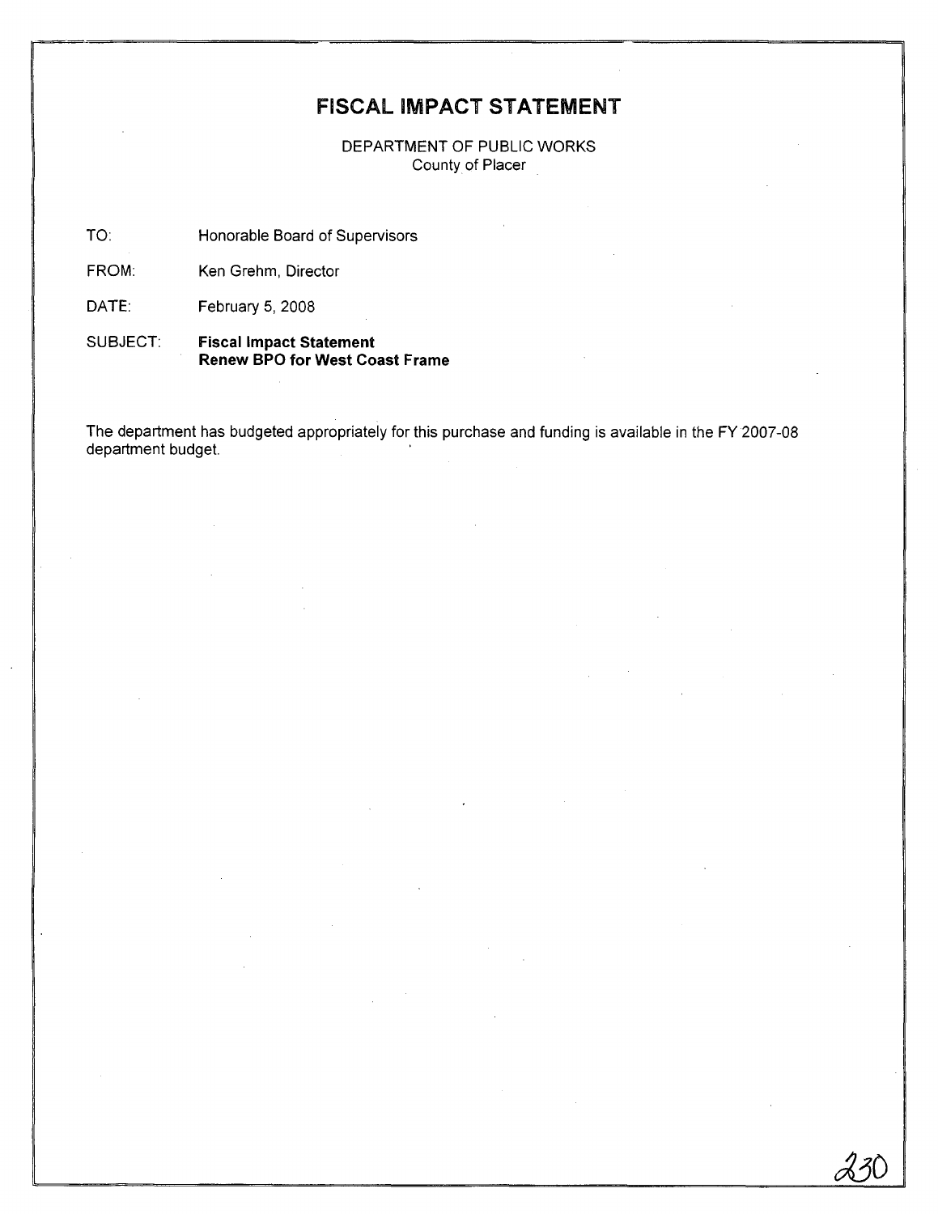# FISCAL IMPACT STATEMENT

DEPARTMENT OF PUBLIC WORKS
County of Placer

TO: Honorable Board of Supervisors

FROM: Ken Grehm, Director

DATE: February 5, 2008

SUBJECT: **Fiscal Impact Statement**
**Renew BPO for West Coast Frame**

The department has budgeted appropriately for this purchase and funding is available in the FY 2007-08 department budget.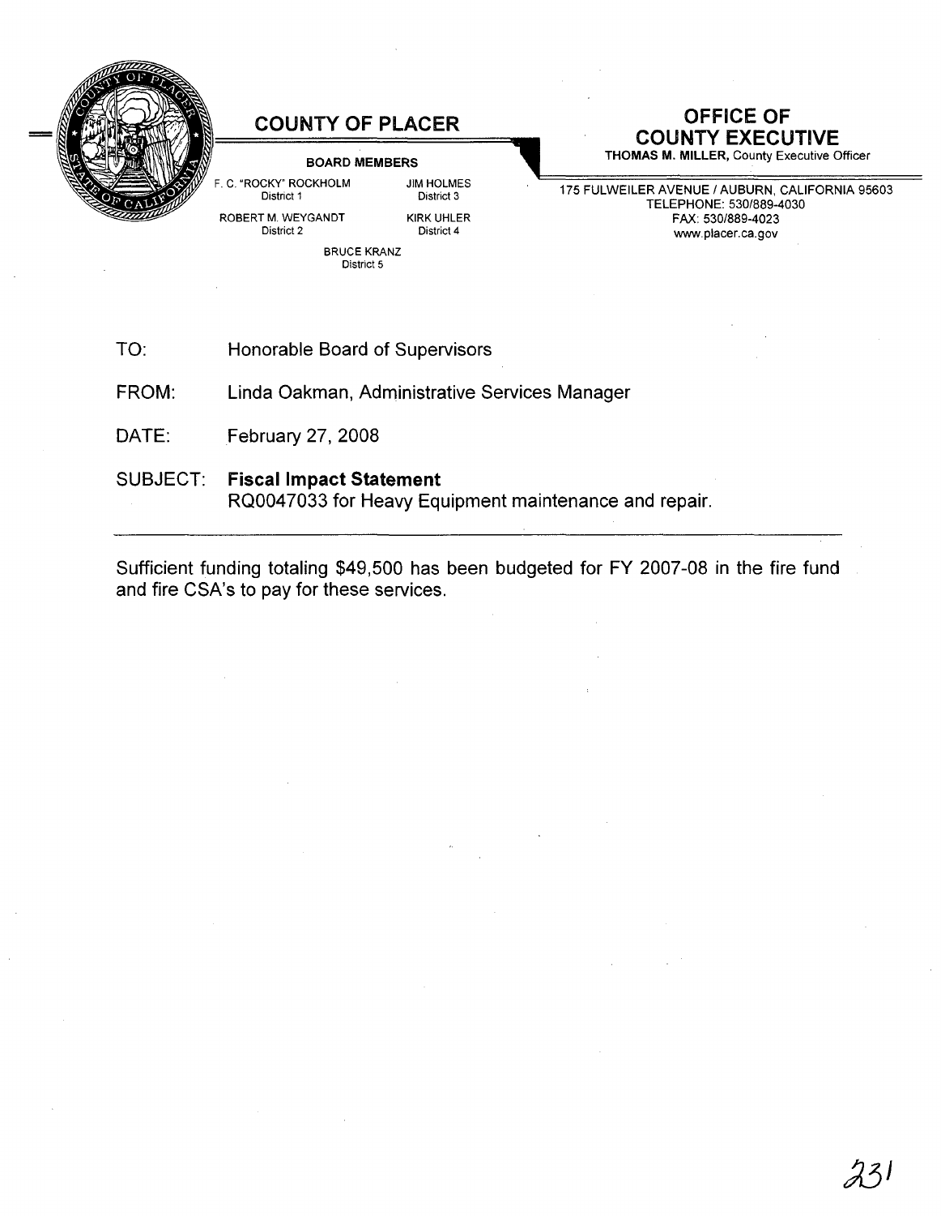**COUNTY OF PLACER**

**BOARD MEMBERS**

F. C. "ROCKY" ROCKHOLM
District 1

JIM HOLMES
District 3

ROBERT M. WEYGANDT
District 2

KIRK UHLER
District 4

BRUCE KRANZ
District 5

**OFFICE OF COUNTY EXECUTIVE**

**THOMAS M. MILLER,** County Executive Officer

175 FULWEILER AVENUE / AUBURN, CALIFORNIA 95603
TELEPHONE: 530/889-4030
FAX: 530/889-4023
www.placer.ca.gov

TO: Honorable Board of Supervisors

FROM: Linda Oakman, Administrative Services Manager

DATE: February 27, 2008

SUBJECT: **Fiscal Impact Statement**
RQ0047033 for Heavy Equipment maintenance and repair.

---

Sufficient funding totaling $49,500 has been budgeted for FY 2007-08 in the fire fund and fire CSA's to pay for these services.